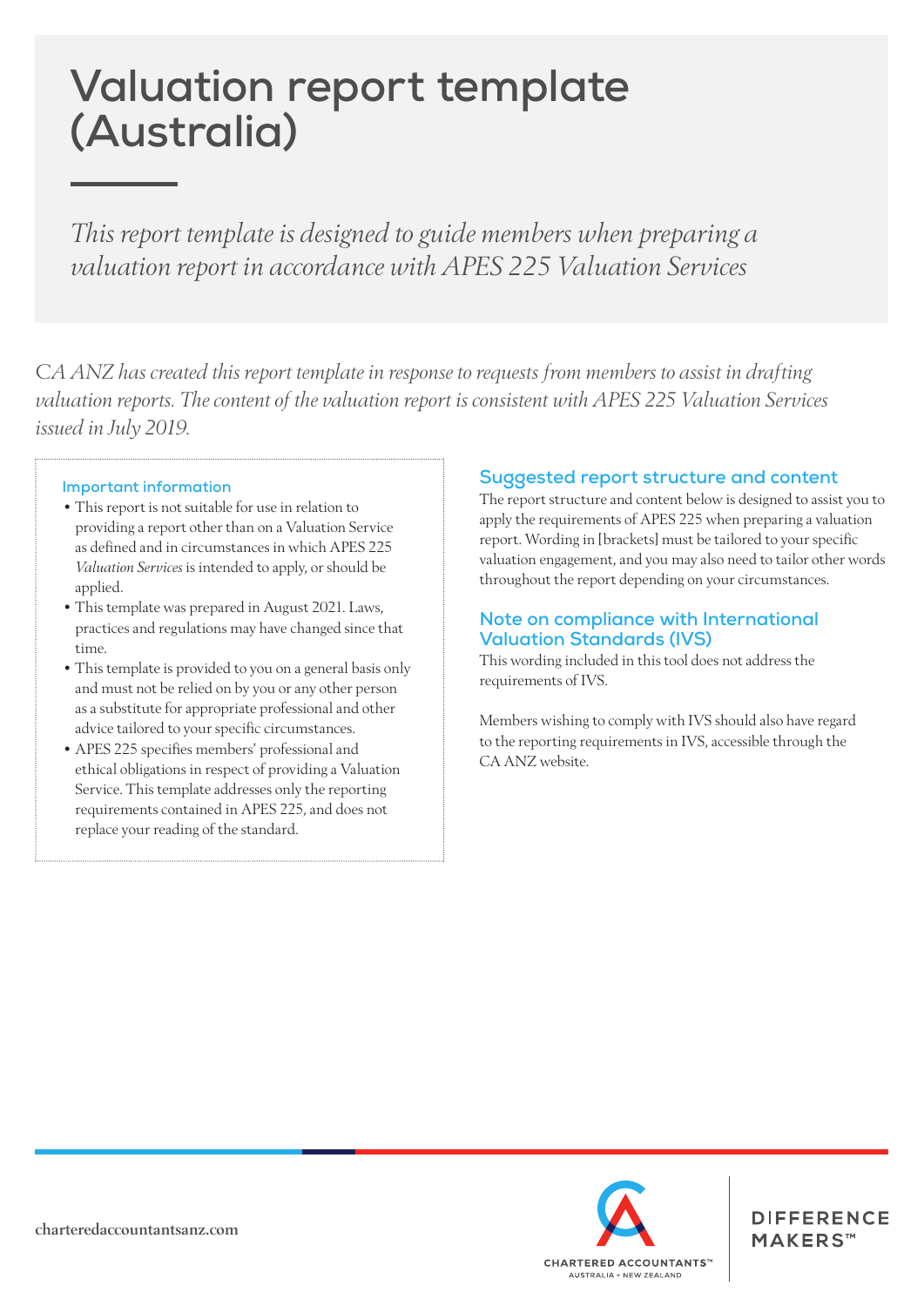# Valuation report template (Australia)

*This report template is designed to guide members when preparing a valuation report in accordance with APES 225 Valuation Services*

*CA ANZ has created this report template in response to requests from members to assist in drafting valuation reports. The content of the valuation report is consistent with APES 225 Valuation Services issued in July 2019.*

### Important information

- This report is not suitable for use in relation to providing a report other than on a Valuation Service as defined and in circumstances in which APES 225 *Valuation Services* is intended to apply, or should be applied.
- This template was prepared in August 2021. Laws, practices and regulations may have changed since that time.
- This template is provided to you on a general basis only and must not be relied on by you or any other person as a substitute for appropriate professional and other advice tailored to your specific circumstances.
- APES 225 specifies members' professional and ethical obligations in respect of providing a Valuation Service. This template addresses only the reporting requirements contained in APES 225, and does not replace your reading of the standard.

## Suggested report structure and content

The report structure and content below is designed to assist you to apply the requirements of APES 225 when preparing a valuation report. Wording in [brackets] must be tailored to your specific valuation engagement, and you may also need to tailor other words throughout the report depending on your circumstances.

## Note on compliance with International Valuation Standards (IVS)

This wording included in this tool does not address the requirements of IVS.

Members wishing to comply with IVS should also have regard to the reporting requirements in IVS, accessible through the CA ANZ website.

charteredaccountantsanz.com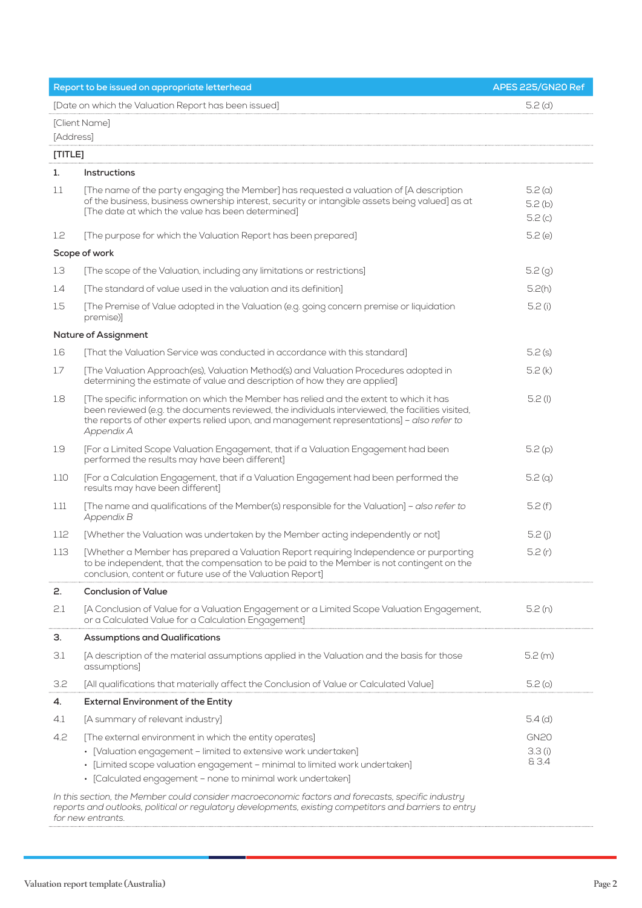| Report to be issued on appropriate letterhead | | APES 225/GN20 Ref |
|---|---|---|
| [Date on which the Valuation Report has been issued] | | 5.2 (d) |
| [Client Name]<br>[Address] | | |
| **[TITLE]** | | |
| **1.** | **Instructions** | |
| 1.1 | [The name of the party engaging the Member] has requested a valuation of [A description of the business, business ownership interest, security or intangible assets being valued] as at [The date at which the value has been determined] | 5.2 (a)<br>5.2 (b)<br>5.2 (c) |
| 1.2 | [The purpose for which the Valuation Report has been prepared] | 5.2 (e) |
| **Scope of work** | | |
| 1.3 | [The scope of the Valuation, including any limitations or restrictions] | 5.2 (g) |
| 1.4 | [The standard of value used in the valuation and its definition] | 5.2(h) |
| 1.5 | [The Premise of Value adopted in the Valuation (e.g. going concern premise or liquidation premise)] | 5.2 (i) |
| **Nature of Assignment** | | |
| 1.6 | [That the Valuation Service was conducted in accordance with this standard] | 5.2 (s) |
| 1.7 | [The Valuation Approach(es), Valuation Method(s) and Valuation Procedures adopted in determining the estimate of value and description of how they are applied] | 5.2 (k) |
| 1.8 | [The specific information on which the Member has relied and the extent to which it has been reviewed (e.g. the documents reviewed, the individuals interviewed, the facilities visited, the reports of other experts relied upon, and management representations] – *also refer to Appendix A* | 5.2 (l) |
| 1.9 | [For a Limited Scope Valuation Engagement, that if a Valuation Engagement had been performed the results may have been different] | 5.2 (p) |
| 1.10 | [For a Calculation Engagement, that if a Valuation Engagement had been performed the results may have been different] | 5.2 (q) |
| 1.11 | [The name and qualifications of the Member(s) responsible for the Valuation] – *also refer to Appendix B* | 5.2 (f) |
| 1.12 | [Whether the Valuation was undertaken by the Member acting independently or not] | 5.2 (j) |
| 1.13 | [Whether a Member has prepared a Valuation Report requiring Independence or purporting to be independent, that the compensation to be paid to the Member is not contingent on the conclusion, content or future use of the Valuation Report] | 5.2 (r) |
| **2.** | **Conclusion of Value** | |
| 2.1 | [A Conclusion of Value for a Valuation Engagement or a Limited Scope Valuation Engagement, or a Calculated Value for a Calculation Engagement] | 5.2 (n) |
| **3.** | **Assumptions and Qualifications** | |
| 3.1 | [A description of the material assumptions applied in the Valuation and the basis for those assumptions] | 5.2 (m) |
| 3.2 | [All qualifications that materially affect the Conclusion of Value or Calculated Value] | 5.2 (o) |
| **4.** | **External Environment of the Entity** | |
| 4.1 | [A summary of relevant industry] | 5.4 (d) |
| 4.2 | [The external environment in which the entity operates]<br>• [Valuation engagement – limited to extensive work undertaken]<br>• [Limited scope valuation engagement – minimal to limited work undertaken]<br>• [Calculated engagement – none to minimal work undertaken] | GN20<br>3.3 (i)<br>& 3.4 |
| *In this section, the Member could consider macroeconomic factors and forecasts, specific industry reports and outlooks, political or regulatory developments, existing competitors and barriers to entry for new entrants.* | | |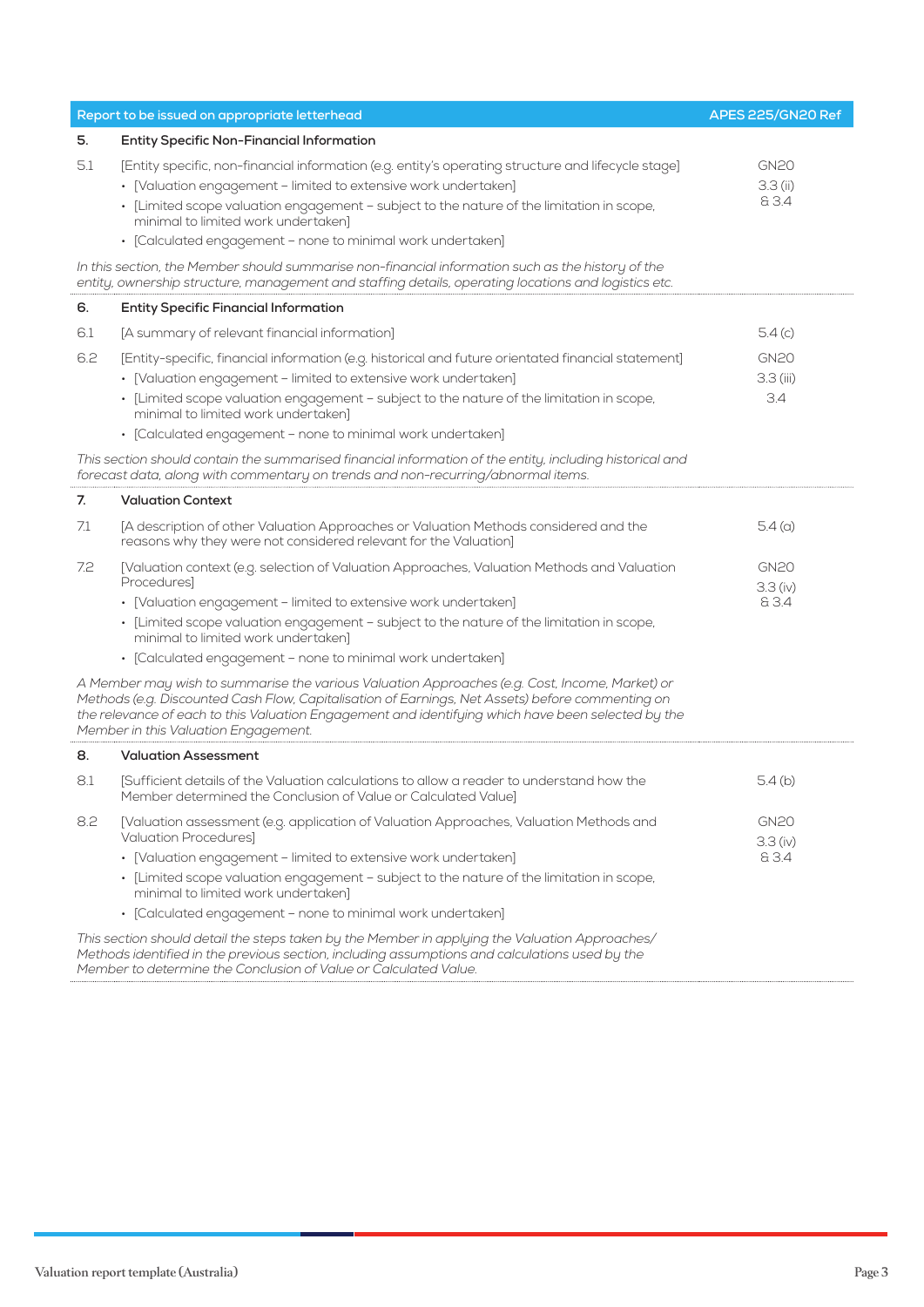| Report to be issued on appropriate letterhead | | APES 225/GN20 Ref |
|---|---|---|
| **5.** | **Entity Specific Non-Financial Information** | |
| 5.1 | [Entity specific, non-financial information (e.g. entity's operating structure and lifecycle stage]<br>• [Valuation engagement – limited to extensive work undertaken]<br>• [Limited scope valuation engagement – subject to the nature of the limitation in scope, minimal to limited work undertaken]<br>• [Calculated engagement – none to minimal work undertaken] | GN20<br>3.3 (ii)<br>& 3.4 |
| *In this section, the Member should summarise non-financial information such as the history of the entity, ownership structure, management and staffing details, operating locations and logistics etc.* | | |
| **6.** | **Entity Specific Financial Information** | |
| 6.1 | [A summary of relevant financial information] | 5.4 (c) |
| 6.2 | [Entity-specific, financial information (e.g. historical and future orientated financial statement]<br>• [Valuation engagement – limited to extensive work undertaken]<br>• [Limited scope valuation engagement – subject to the nature of the limitation in scope, minimal to limited work undertaken]<br>• [Calculated engagement – none to minimal work undertaken] | GN20<br>3.3 (iii)<br>3.4 |
| *This section should contain the summarised financial information of the entity, including historical and forecast data, along with commentary on trends and non-recurring/abnormal items.* | | |
| **7.** | **Valuation Context** | |
| 7.1 | [A description of other Valuation Approaches or Valuation Methods considered and the reasons why they were not considered relevant for the Valuation] | 5.4 (a) |
| 7.2 | [Valuation context (e.g. selection of Valuation Approaches, Valuation Methods and Valuation Procedures]<br>• [Valuation engagement – limited to extensive work undertaken]<br>• [Limited scope valuation engagement – subject to the nature of the limitation in scope, minimal to limited work undertaken]<br>• [Calculated engagement – none to minimal work undertaken] | GN20<br>3.3 (iv)<br>& 3.4 |
| *A Member may wish to summarise the various Valuation Approaches (e.g. Cost, Income, Market) or Methods (e.g. Discounted Cash Flow, Capitalisation of Earnings, Net Assets) before commenting on the relevance of each to this Valuation Engagement and identifying which have been selected by the Member in this Valuation Engagement.* | | |
| **8.** | **Valuation Assessment** | |
| 8.1 | [Sufficient details of the Valuation calculations to allow a reader to understand how the Member determined the Conclusion of Value or Calculated Value] | 5.4 (b) |
| 8.2 | [Valuation assessment (e.g. application of Valuation Approaches, Valuation Methods and Valuation Procedures]<br>• [Valuation engagement – limited to extensive work undertaken]<br>• [Limited scope valuation engagement – subject to the nature of the limitation in scope, minimal to limited work undertaken]<br>• [Calculated engagement – none to minimal work undertaken] | GN20<br>3.3 (iv)<br>& 3.4 |
| *This section should detail the steps taken by the Member in applying the Valuation Approaches/Methods identified in the previous section, including assumptions and calculations used by the Member to determine the Conclusion of Value or Calculated Value.* | | |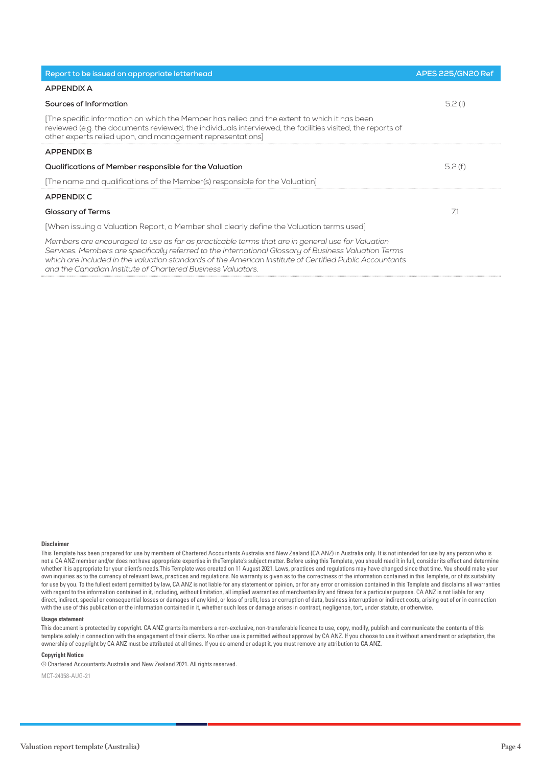| Report to be issued on appropriate letterhead | APES 225/GN20 Ref |
|---|---|
| **APPENDIX A** | |
| **Sources of Information** | 5.2 (l) |
| [The specific information on which the Member has relied and the extent to which it has been reviewed (e.g. the documents reviewed, the individuals interviewed, the facilities visited, the reports of other experts relied upon, and management representations] | |
| **APPENDIX B** | |
| **Qualifications of Member responsible for the Valuation** | 5.2 (f) |
| [The name and qualifications of the Member(s) responsible for the Valuation] | |
| **APPENDIX C** | |
| **Glossary of Terms** | 7.1 |
| [When issuing a Valuation Report, a Member shall clearly define the Valuation terms used] | |
| *Members are encouraged to use as far as practicable terms that are in general use for Valuation Services. Members are specifically referred to the International Glossary of Business Valuation Terms which are included in the valuation standards of the American Institute of Certified Public Accountants and the Canadian Institute of Chartered Business Valuators.* | |

**Disclaimer**

This Template has been prepared for use by members of Chartered Accountants Australia and New Zealand (CA ANZ) in Australia only. It is not intended for use by any person who is not a CA ANZ member and/or does not have appropriate expertise in theTemplate's subject matter. Before using this Template, you should read it in full, consider its effect and determine whether it is appropriate for your client's needs.This Template was created on 11 August 2021. Laws, practices and regulations may have changed since that time. You should make your own inquiries as to the currency of relevant laws, practices and regulations. No warranty is given as to the correctness of the information contained in this Template, or of its suitability for use by you. To the fullest extent permitted by law, CA ANZ is not liable for any statement or opinion, or for any error or omission contained in this Template and disclaims all warranties with regard to the information contained in it, including, without limitation, all implied warranties of merchantability and fitness for a particular purpose. CA ANZ is not liable for any direct, indirect, special or consequential losses or damages of any kind, or loss of profit, loss or corruption of data, business interruption or indirect costs, arising out of or in connection with the use of this publication or the information contained in it, whether such loss or damage arises in contract, negligence, tort, under statute, or otherwise.

**Usage statement**

This document is protected by copyright. CA ANZ grants its members a non-exclusive, non-transferable licence to use, copy, modify, publish and communicate the contents of this template solely in connection with the engagement of their clients. No other use is permitted without approval by CA ANZ. If you choose to use it without amendment or adaptation, the ownership of copyright by CA ANZ must be attributed at all times. If you do amend or adapt it, you must remove any attribution to CA ANZ.

**Copyright Notice**

© Chartered Accountants Australia and New Zealand 2021. All rights reserved.

MCT-24358-AUG-21